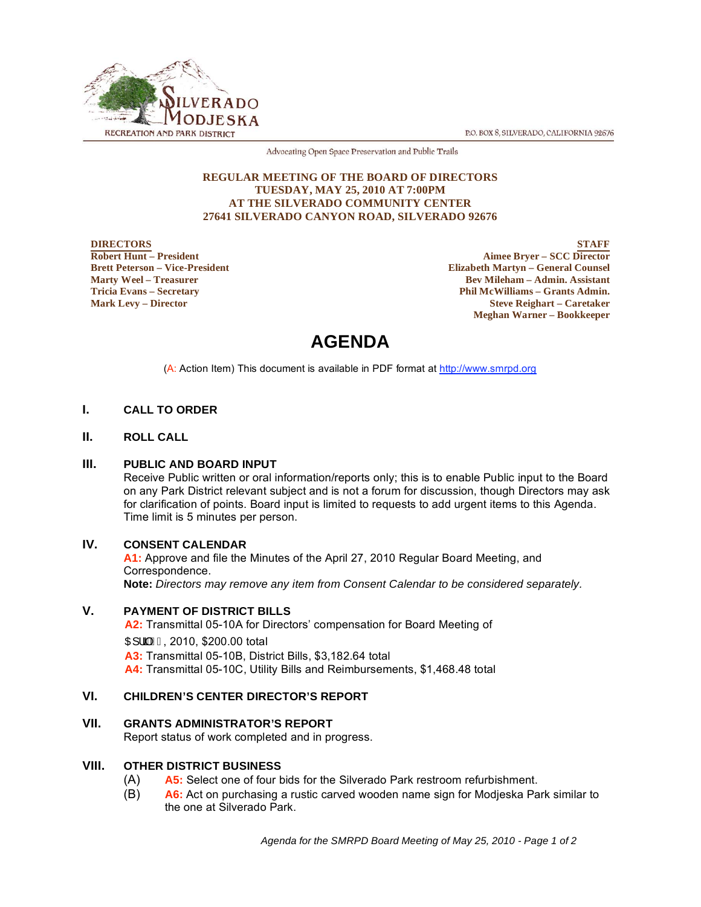P.O. BOX 8, SILVERADO, CALIFORNIA 92676

Advocating Open Space Preservation and Public Trails

**REGULAR MEETING OF THE BOARD OF DIRECTORS**
**TUESDAY, MAY 25, 2010 AT 7:00PM**
**AT THE SILVERADO COMMUNITY CENTER**
**27641 SILVERADO CANYON ROAD, SILVERADO 92676**

**DIRECTORS**
**Robert Hunt – President**
**Brett Peterson – Vice-President**
**Marty Weel – Treasurer**
**Tricia Evans – Secretary**
**Mark Levy – Director**

**STAFF**
**Aimee Bryer – SCC Director**
**Elizabeth Martyn – General Counsel**
**Bev Mileham – Admin. Assistant**
**Phil McWilliams – Grants Admin.**
**Steve Reighart – Caretaker**
**Meghan Warner – Bookkeeper**

# AGENDA

(A: Action Item) This document is available in PDF format at http://www.smrpd.org

## I. CALL TO ORDER

## II. ROLL CALL

## III. PUBLIC AND BOARD INPUT

Receive Public written or oral information/reports only; this is to enable Public input to the Board on any Park District relevant subject and is not a forum for discussion, though Directors may ask for clarification of points. Board input is limited to requests to add urgent items to this Agenda. Time limit is 5 minutes per person.

## IV. CONSENT CALENDAR

**A1:** Approve and file the Minutes of the April 27, 2010 Regular Board Meeting, and Correspondence.

**Note:** *Directors may remove any item from Consent Calendar to be considered separately.*

## V. PAYMENT OF DISTRICT BILLS

**A2:** Transmittal 05-10A for Directors' compensation for Board Meeting of April 27, 2010, $200.00 total

**A3:** Transmittal 05-10B, District Bills, $3,182.64 total

**A4:** Transmittal 05-10C, Utility Bills and Reimbursements, $1,468.48 total

## VI. CHILDREN'S CENTER DIRECTOR'S REPORT

## VII. GRANTS ADMINISTRATOR'S REPORT

Report status of work completed and in progress.

## VIII. OTHER DISTRICT BUSINESS

(A) **A5:** Select one of four bids for the Silverado Park restroom refurbishment.

(B) **A6:** Act on purchasing a rustic carved wooden name sign for Modjeska Park similar to the one at Silverado Park.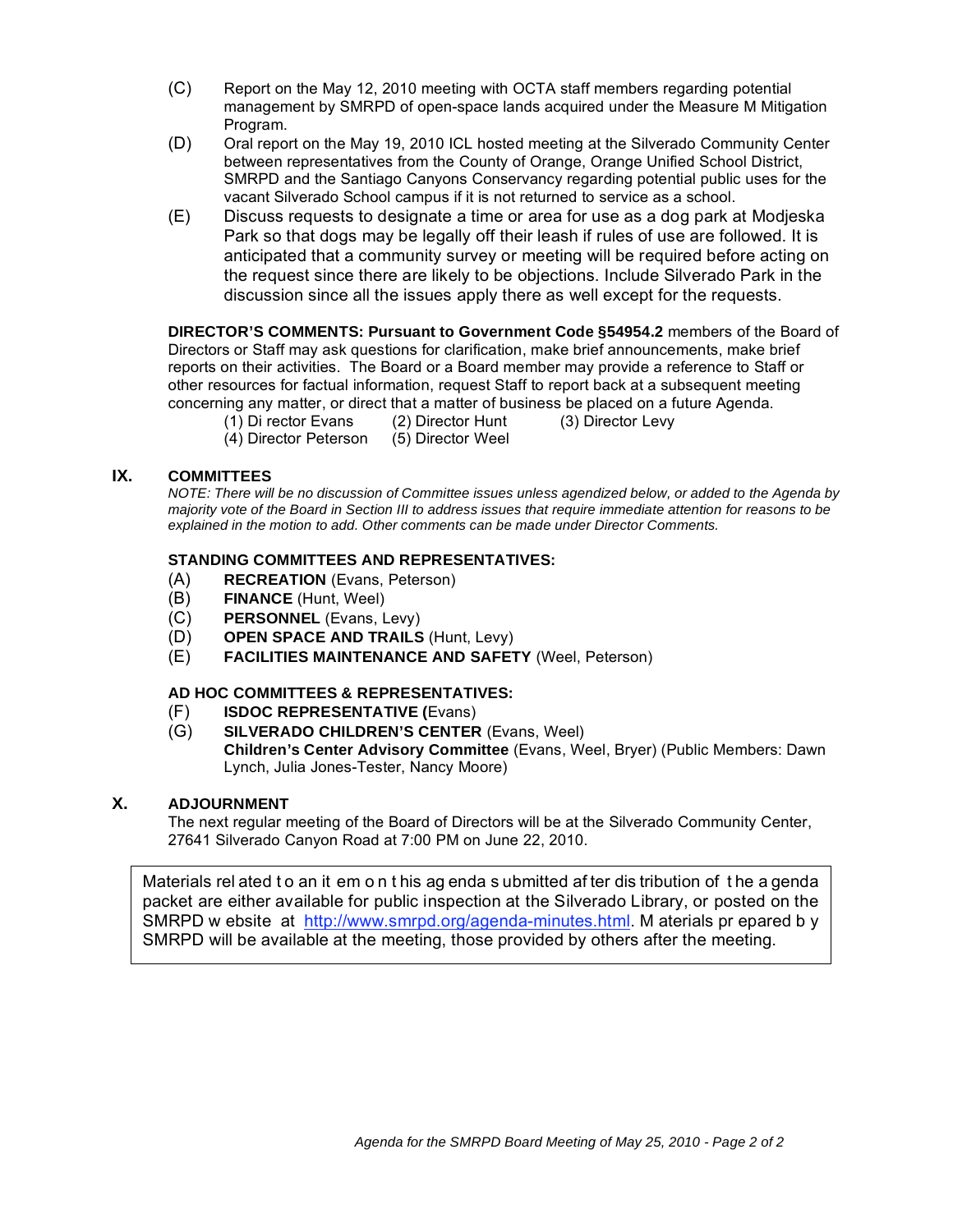(C) Report on the May 12, 2010 meeting with OCTA staff members regarding potential management by SMRPD of open-space lands acquired under the Measure M Mitigation Program.

(D) Oral report on the May 19, 2010 ICL hosted meeting at the Silverado Community Center between representatives from the County of Orange, Orange Unified School District, SMRPD and the Santiago Canyons Conservancy regarding potential public uses for the vacant Silverado School campus if it is not returned to service as a school.

(E) Discuss requests to designate a time or area for use as a dog park at Modjeska Park so that dogs may be legally off their leash if rules of use are followed. It is anticipated that a community survey or meeting will be required before acting on the request since there are likely to be objections. Include Silverado Park in the discussion since all the issues apply there as well except for the requests.

**DIRECTOR'S COMMENTS: Pursuant to Government Code §54954.2** members of the Board of Directors or Staff may ask questions for clarification, make brief announcements, make brief reports on their activities. The Board or a Board member may provide a reference to Staff or other resources for factual information, request Staff to report back at a subsequent meeting concerning any matter, or direct that a matter of business be placed on a future Agenda.

(1) Di rector Evans (2) Director Hunt (3) Director Levy
(4) Director Peterson (5) Director Weel

## IX. COMMITTEES

*NOTE: There will be no discussion of Committee issues unless agendized below, or added to the Agenda by majority vote of the Board in Section III to address issues that require immediate attention for reasons to be explained in the motion to add. Other comments can be made under Director Comments.*

**STANDING COMMITTEES AND REPRESENTATIVES:**

(A) **RECREATION** (Evans, Peterson)
(B) **FINANCE** (Hunt, Weel)
(C) **PERSONNEL** (Evans, Levy)
(D) **OPEN SPACE AND TRAILS** (Hunt, Levy)
(E) **FACILITIES MAINTENANCE AND SAFETY** (Weel, Peterson)

**AD HOC COMMITTEES & REPRESENTATIVES:**

(F) **ISDOC REPRESENTATIVE (**Evans)
(G) **SILVERADO CHILDREN'S CENTER** (Evans, Weel)
**Children's Center Advisory Committee** (Evans, Weel, Bryer) (Public Members: Dawn Lynch, Julia Jones-Tester, Nancy Moore)

## X. ADJOURNMENT

The next regular meeting of the Board of Directors will be at the Silverado Community Center, 27641 Silverado Canyon Road at 7:00 PM on June 22, 2010.

Materials rel ated t o an it em o n t his ag enda s ubmitted af ter dis tribution of t he a genda packet are either available for public inspection at the Silverado Library, or posted on the SMRPD w ebsite at http://www.smrpd.org/agenda-minutes.html. M aterials pr epared b y SMRPD will be available at the meeting, those provided by others after the meeting.